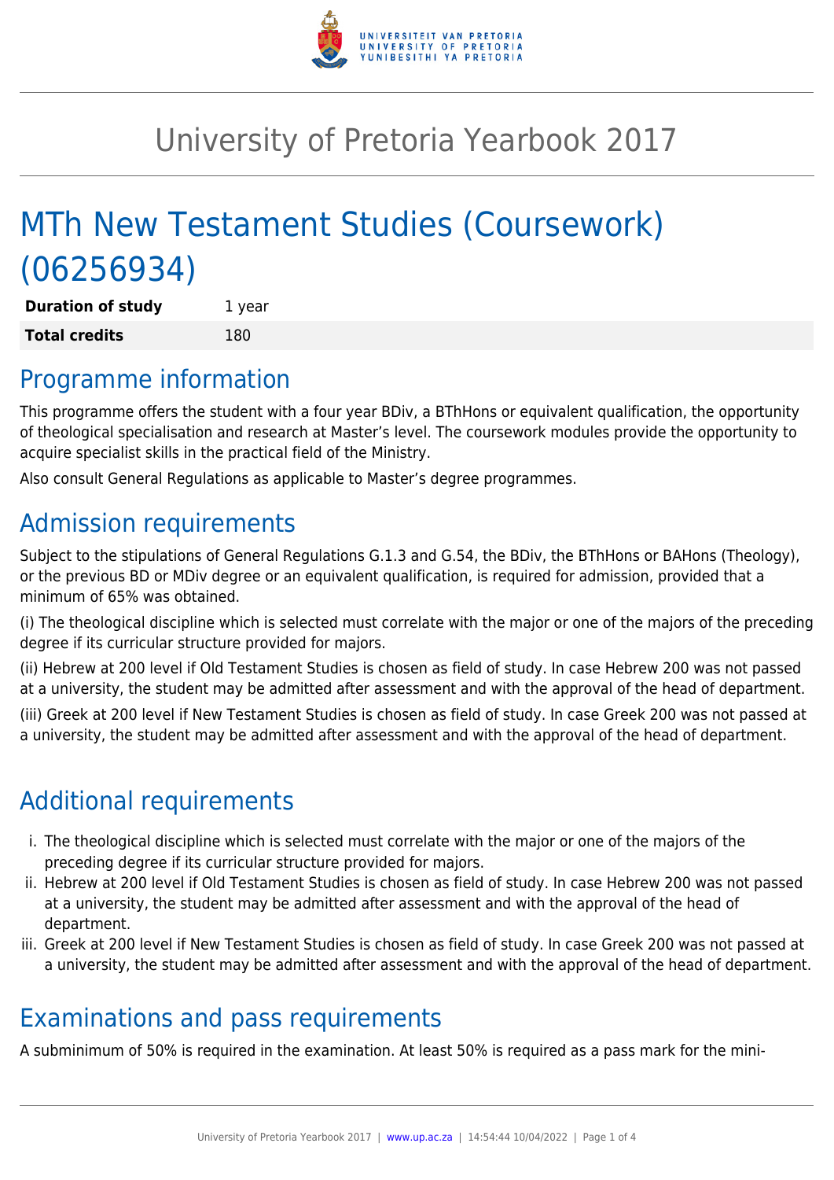# University of Pretoria Yearbook 2017

# MTh New Testament Studies (Coursework) (06256934)

| **Duration of study** | 1 year |
|---|---|
| **Total credits** | 180 |

## Programme information

This programme offers the student with a four year BDiv, a BThHons or equivalent qualification, the opportunity of theological specialisation and research at Master's level. The coursework modules provide the opportunity to acquire specialist skills in the practical field of the Ministry.

Also consult General Regulations as applicable to Master's degree programmes.

## Admission requirements

Subject to the stipulations of General Regulations G.1.3 and G.54, the BDiv, the BThHons or BAHons (Theology), or the previous BD or MDiv degree or an equivalent qualification, is required for admission, provided that a minimum of 65% was obtained.

(i) The theological discipline which is selected must correlate with the major or one of the majors of the preceding degree if its curricular structure provided for majors.

(ii) Hebrew at 200 level if Old Testament Studies is chosen as field of study. In case Hebrew 200 was not passed at a university, the student may be admitted after assessment and with the approval of the head of department.

(iii) Greek at 200 level if New Testament Studies is chosen as field of study. In case Greek 200 was not passed at a university, the student may be admitted after assessment and with the approval of the head of department.

## Additional requirements

i. The theological discipline which is selected must correlate with the major or one of the majors of the preceding degree if its curricular structure provided for majors.
ii. Hebrew at 200 level if Old Testament Studies is chosen as field of study. In case Hebrew 200 was not passed at a university, the student may be admitted after assessment and with the approval of the head of department.
iii. Greek at 200 level if New Testament Studies is chosen as field of study. In case Greek 200 was not passed at a university, the student may be admitted after assessment and with the approval of the head of department.

## Examinations and pass requirements

A subminimum of 50% is required in the examination. At least 50% is required as a pass mark for the mini-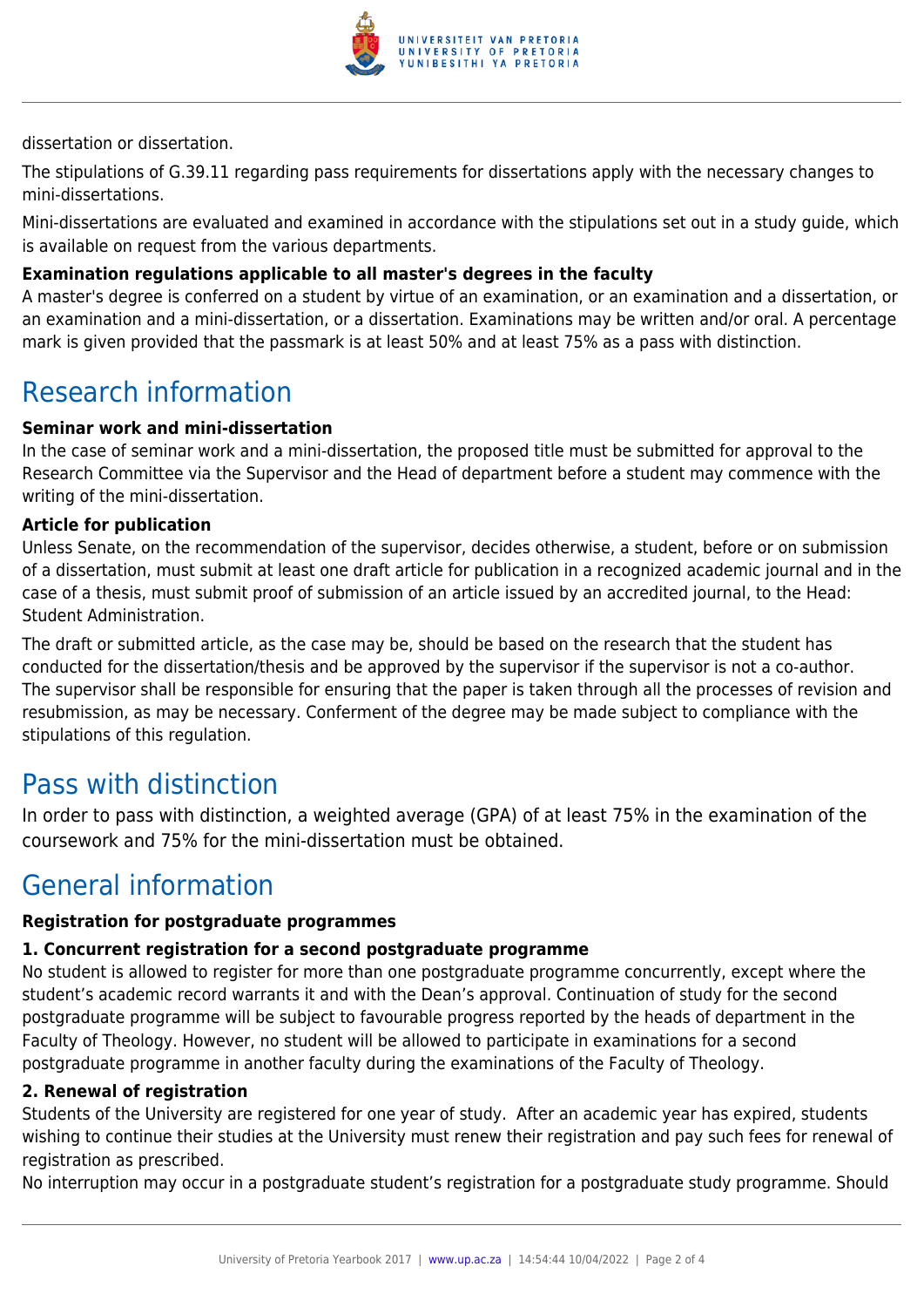dissertation or dissertation.

The stipulations of G.39.11 regarding pass requirements for dissertations apply with the necessary changes to mini-dissertations.

Mini-dissertations are evaluated and examined in accordance with the stipulations set out in a study guide, which is available on request from the various departments.

**Examination regulations applicable to all master's degrees in the faculty**

A master's degree is conferred on a student by virtue of an examination, or an examination and a dissertation, or an examination and a mini-dissertation, or a dissertation. Examinations may be written and/or oral. A percentage mark is given provided that the passmark is at least 50% and at least 75% as a pass with distinction.

## Research information

**Seminar work and mini-dissertation**

In the case of seminar work and a mini-dissertation, the proposed title must be submitted for approval to the Research Committee via the Supervisor and the Head of department before a student may commence with the writing of the mini-dissertation.

**Article for publication**

Unless Senate, on the recommendation of the supervisor, decides otherwise, a student, before or on submission of a dissertation, must submit at least one draft article for publication in a recognized academic journal and in the case of a thesis, must submit proof of submission of an article issued by an accredited journal, to the Head: Student Administration.

The draft or submitted article, as the case may be, should be based on the research that the student has conducted for the dissertation/thesis and be approved by the supervisor if the supervisor is not a co-author. The supervisor shall be responsible for ensuring that the paper is taken through all the processes of revision and resubmission, as may be necessary. Conferment of the degree may be made subject to compliance with the stipulations of this regulation.

## Pass with distinction

In order to pass with distinction, a weighted average (GPA) of at least 75% in the examination of the coursework and 75% for the mini-dissertation must be obtained.

## General information

**Registration for postgraduate programmes**

**1. Concurrent registration for a second postgraduate programme**

No student is allowed to register for more than one postgraduate programme concurrently, except where the student's academic record warrants it and with the Dean's approval. Continuation of study for the second postgraduate programme will be subject to favourable progress reported by the heads of department in the Faculty of Theology. However, no student will be allowed to participate in examinations for a second postgraduate programme in another faculty during the examinations of the Faculty of Theology.

**2. Renewal of registration**

Students of the University are registered for one year of study. After an academic year has expired, students wishing to continue their studies at the University must renew their registration and pay such fees for renewal of registration as prescribed.

No interruption may occur in a postgraduate student's registration for a postgraduate study programme. Should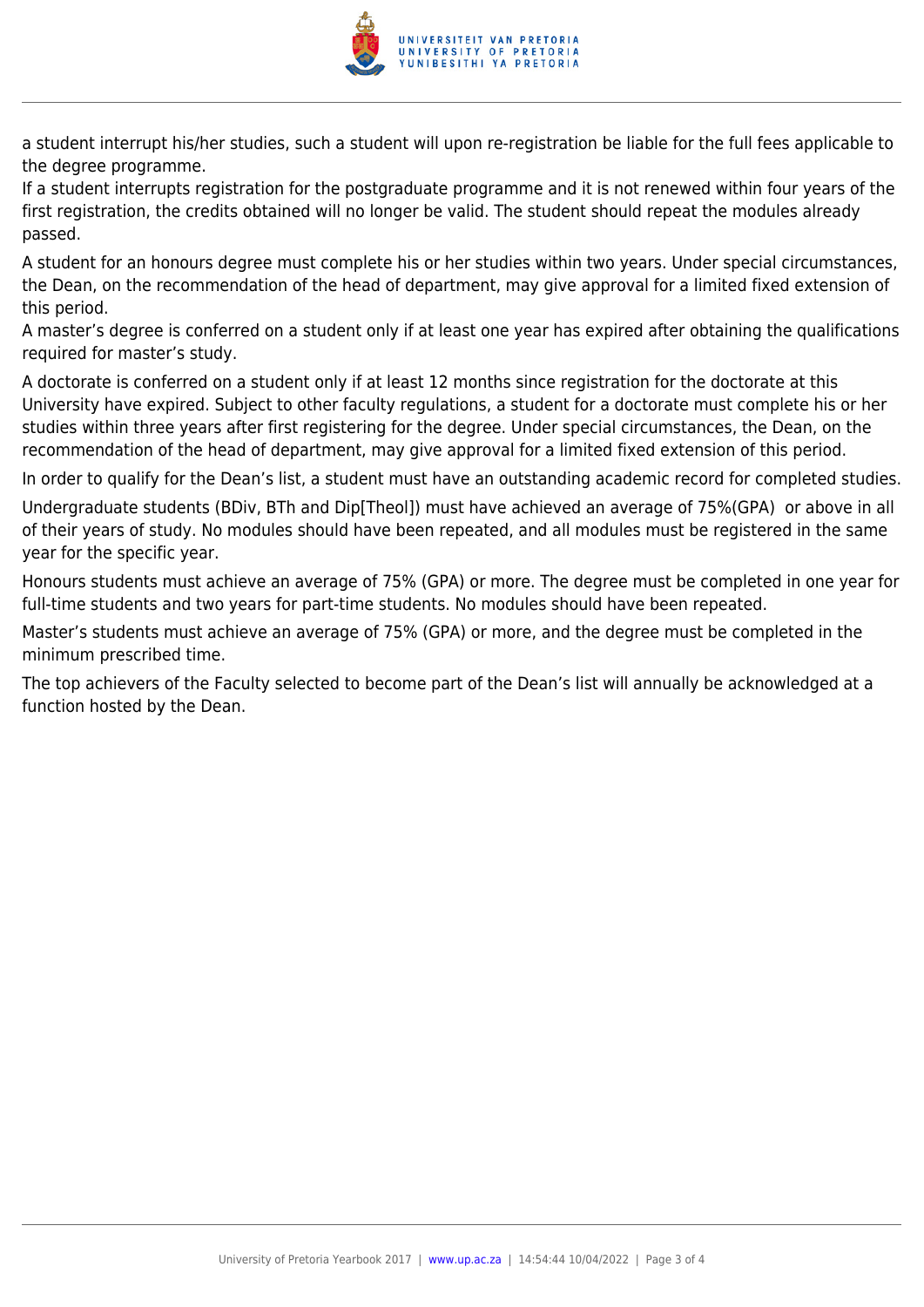a student interrupt his/her studies, such a student will upon re-registration be liable for the full fees applicable to the degree programme.

If a student interrupts registration for the postgraduate programme and it is not renewed within four years of the first registration, the credits obtained will no longer be valid. The student should repeat the modules already passed.

A student for an honours degree must complete his or her studies within two years. Under special circumstances, the Dean, on the recommendation of the head of department, may give approval for a limited fixed extension of this period.

A master's degree is conferred on a student only if at least one year has expired after obtaining the qualifications required for master's study.

A doctorate is conferred on a student only if at least 12 months since registration for the doctorate at this University have expired. Subject to other faculty regulations, a student for a doctorate must complete his or her studies within three years after first registering for the degree. Under special circumstances, the Dean, on the recommendation of the head of department, may give approval for a limited fixed extension of this period.

In order to qualify for the Dean's list, a student must have an outstanding academic record for completed studies.

Undergraduate students (BDiv, BTh and Dip[Theol]) must have achieved an average of 75%(GPA) or above in all of their years of study. No modules should have been repeated, and all modules must be registered in the same year for the specific year.

Honours students must achieve an average of 75% (GPA) or more. The degree must be completed in one year for full-time students and two years for part-time students. No modules should have been repeated.

Master's students must achieve an average of 75% (GPA) or more, and the degree must be completed in the minimum prescribed time.

The top achievers of the Faculty selected to become part of the Dean's list will annually be acknowledged at a function hosted by the Dean.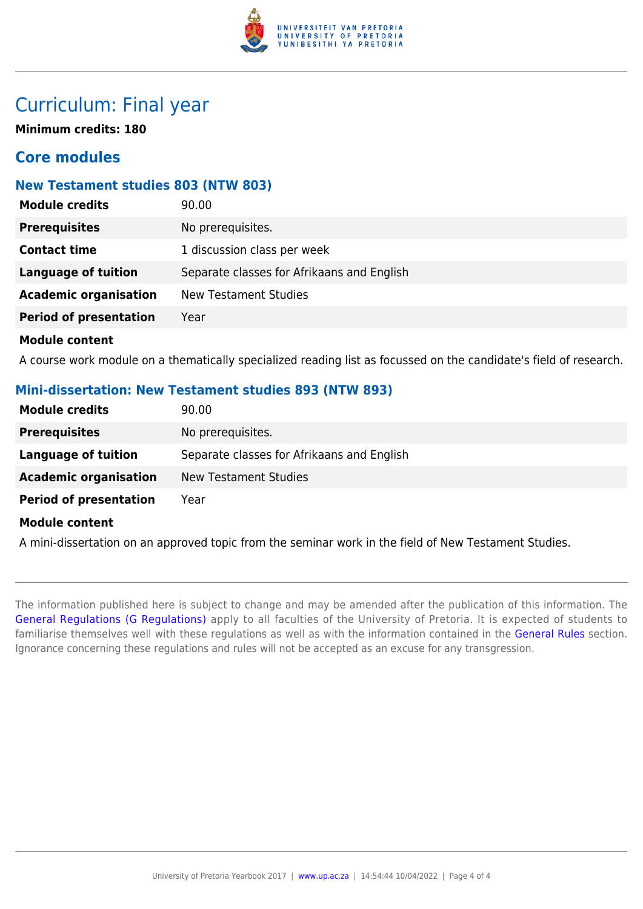# Curriculum: Final year

**Minimum credits: 180**

## Core modules

### New Testament studies 803 (NTW 803)

| | |
|---|---|
| **Module credits** | 90.00 |
| **Prerequisites** | No prerequisites. |
| **Contact time** | 1 discussion class per week |
| **Language of tuition** | Separate classes for Afrikaans and English |
| **Academic organisation** | New Testament Studies |
| **Period of presentation** | Year |

**Module content**

A course work module on a thematically specialized reading list as focussed on the candidate's field of research.

### Mini-dissertation: New Testament studies 893 (NTW 893)

| | |
|---|---|
| **Module credits** | 90.00 |
| **Prerequisites** | No prerequisites. |
| **Language of tuition** | Separate classes for Afrikaans and English |
| **Academic organisation** | New Testament Studies |
| **Period of presentation** | Year |

**Module content**

A mini-dissertation on an approved topic from the seminar work in the field of New Testament Studies.

The information published here is subject to change and may be amended after the publication of this information. The General Regulations (G Regulations) apply to all faculties of the University of Pretoria. It is expected of students to familiarise themselves well with these regulations as well as with the information contained in the General Rules section. Ignorance concerning these regulations and rules will not be accepted as an excuse for any transgression.